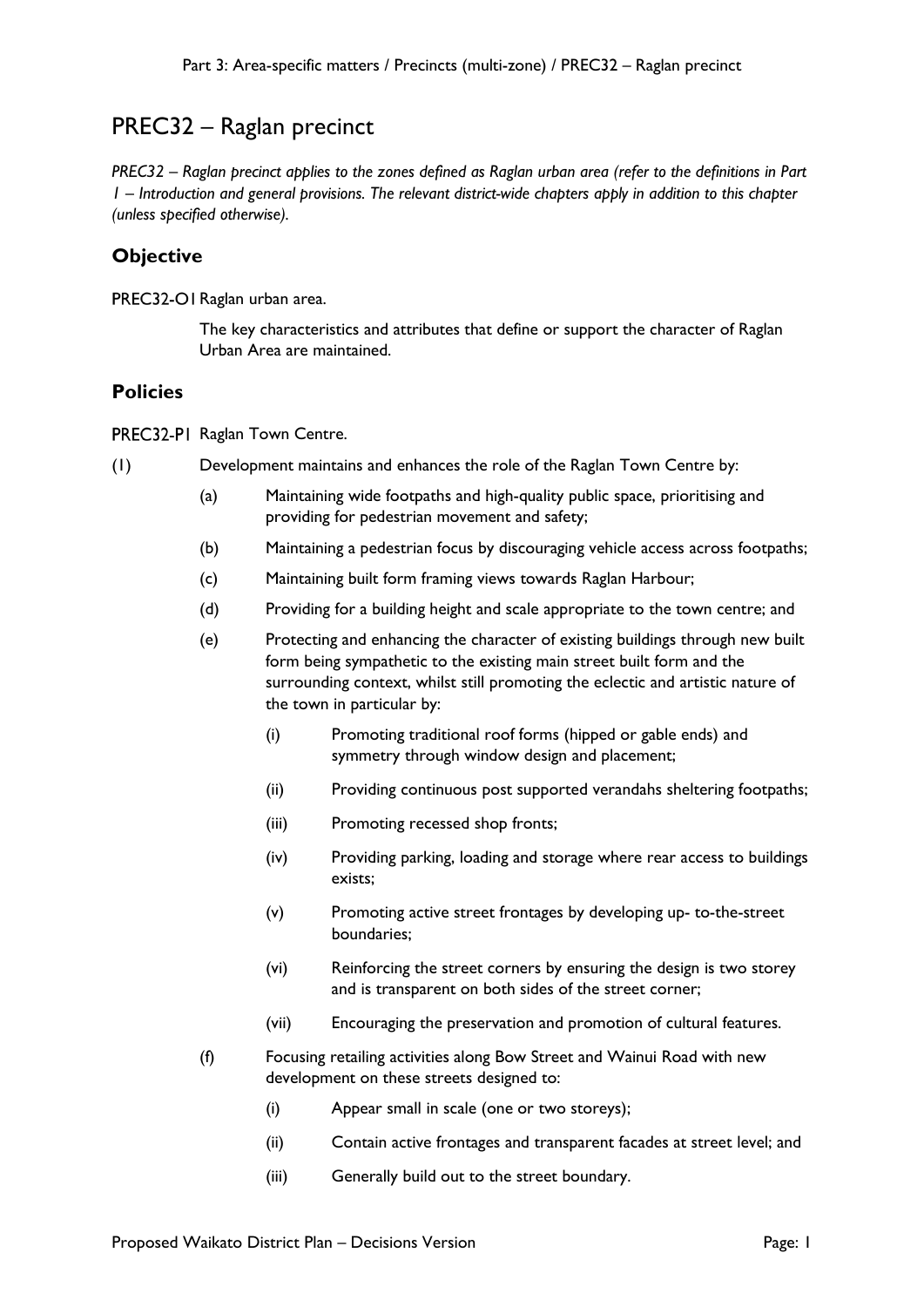# PREC32 – Raglan precinct

*PREC32 – Raglan precinct applies to the zones defined as Raglan urban area (refer to the definitions in Part 1 – Introduction and general provisions. The relevant district-wide chapters apply in addition to this chapter (unless specified otherwise).*

## Objective

PREC32-O1 Raglan urban area.

The key characteristics and attributes that define or support the character of Raglan Urban Area are maintained.

## Policies

PREC32-P1 Raglan Town Centre.

(1) Development maintains and enhances the role of the Raglan Town Centre by:

- (a) Maintaining wide footpaths and high-quality public space, prioritising and providing for pedestrian movement and safety;
- (b) Maintaining a pedestrian focus by discouraging vehicle access across footpaths;
- (c) Maintaining built form framing views towards Raglan Harbour;
- (d) Providing for a building height and scale appropriate to the town centre; and
- (e) Protecting and enhancing the character of existing buildings through new built form being sympathetic to the existing main street built form and the surrounding context, whilst still promoting the eclectic and artistic nature of the town in particular by:
  - (i) Promoting traditional roof forms (hipped or gable ends) and symmetry through window design and placement;
  - (ii) Providing continuous post supported verandahs sheltering footpaths;
  - (iii) Promoting recessed shop fronts;
  - (iv) Providing parking, loading and storage where rear access to buildings exists;
  - (v) Promoting active street frontages by developing up- to-the-street boundaries;
  - (vi) Reinforcing the street corners by ensuring the design is two storey and is transparent on both sides of the street corner;
  - (vii) Encouraging the preservation and promotion of cultural features.
- (f) Focusing retailing activities along Bow Street and Wainui Road with new development on these streets designed to:
  - (i) Appear small in scale (one or two storeys);
  - (ii) Contain active frontages and transparent facades at street level; and
  - (iii) Generally build out to the street boundary.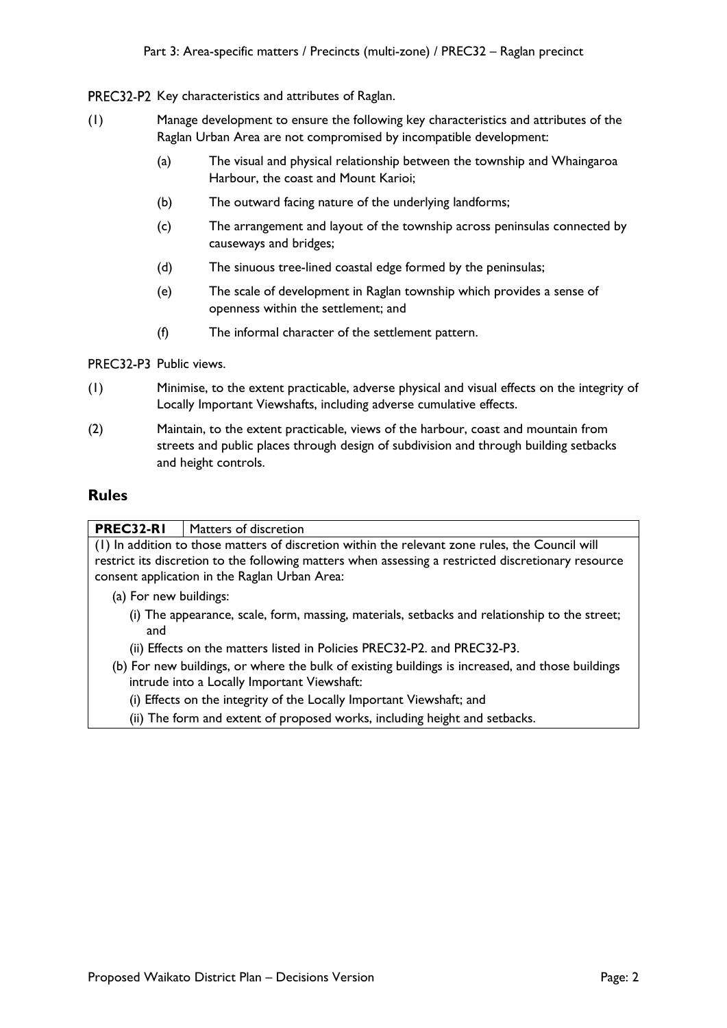PREC32-P2 Key characteristics and attributes of Raglan.

(1) Manage development to ensure the following key characteristics and attributes of the Raglan Urban Area are not compromised by incompatible development:

- (a) The visual and physical relationship between the township and Whaingaroa Harbour, the coast and Mount Karioi;
- (b) The outward facing nature of the underlying landforms;
- (c) The arrangement and layout of the township across peninsulas connected by causeways and bridges;
- (d) The sinuous tree-lined coastal edge formed by the peninsulas;
- (e) The scale of development in Raglan township which provides a sense of openness within the settlement; and
- (f) The informal character of the settlement pattern.

PREC32-P3 Public views.

(1) Minimise, to the extent practicable, adverse physical and visual effects on the integrity of Locally Important Viewshafts, including adverse cumulative effects.

(2) Maintain, to the extent practicable, views of the harbour, coast and mountain from streets and public places through design of subdivision and through building setbacks and height controls.

## Rules

| **PREC32-R1** | Matters of discretion |
|---|---|
| (1) In addition to those matters of discretion within the relevant zone rules, the Council will restrict its discretion to the following matters when assessing a restricted discretionary resource consent application in the Raglan Urban Area:<br>(a) For new buildings:<br>(i) The appearance, scale, form, massing, materials, setbacks and relationship to the street; and<br>(ii) Effects on the matters listed in Policies PREC32-P2. and PREC32-P3.<br>(b) For new buildings, or where the bulk of existing buildings is increased, and those buildings intrude into a Locally Important Viewshaft:<br>(i) Effects on the integrity of the Locally Important Viewshaft; and<br>(ii) The form and extent of proposed works, including height and setbacks. | |